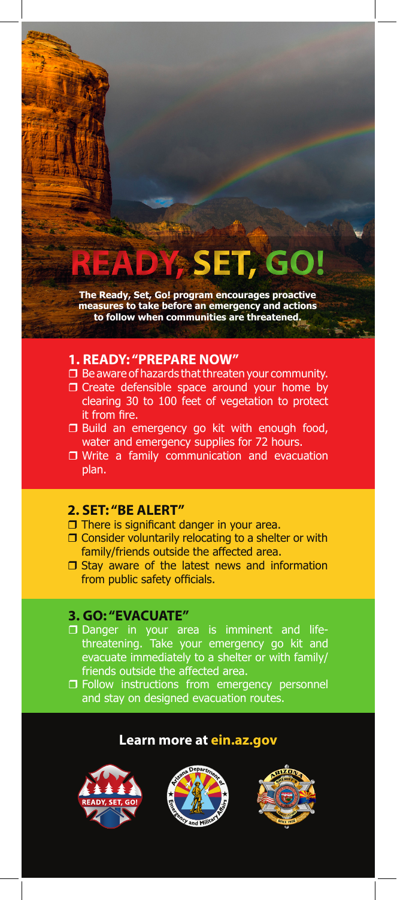# READY, SET, GO!

**The Ready, Set, Go! program encourages proactive measures to take before an emergency and actions to follow when communities are threatened.**

## 1. READY: "PREPARE NOW"

- ❒ Be aware of hazards that threaten your community.
- ❒ Create defensible space around your home by clearing 30 to 100 feet of vegetation to protect it from fire.
- ❒ Build an emergency go kit with enough food, water and emergency supplies for 72 hours.
- ❒ Write a family communication and evacuation plan.

## 2. SET: "BE ALERT"

- ❒ There is significant danger in your area.
- ❒ Consider voluntarily relocating to a shelter or with family/friends outside the affected area.
- ❒ Stay aware of the latest news and information from public safety officials.

## 3. GO: "EVACUATE"

- ❒ Danger in your area is imminent and life-threatening. Take your emergency go kit and evacuate immediately to a shelter or with family/friends outside the affected area.
- ❒ Follow instructions from emergency personnel and stay on designed evacuation routes.

**Learn more at ein.az.gov**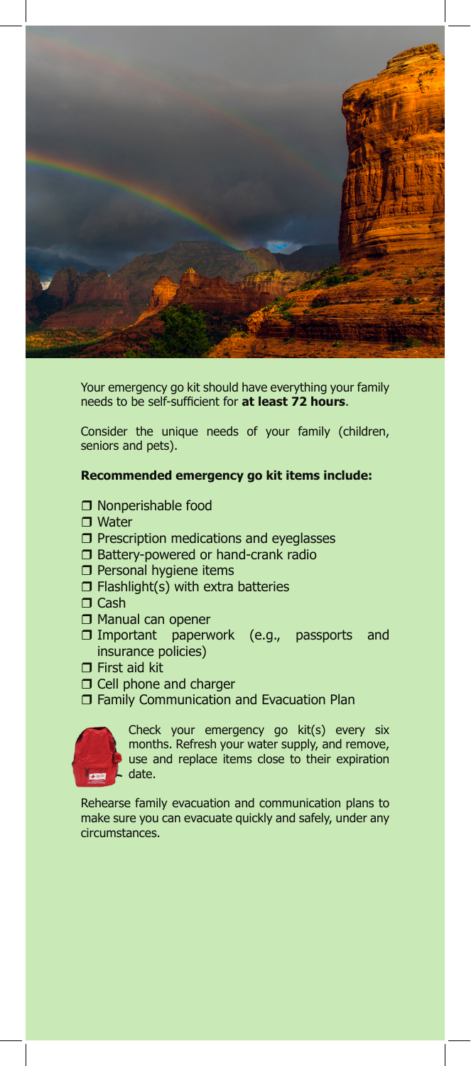Your emergency go kit should have everything your family needs to be self-sufficient for **at least 72 hours**.

Consider the unique needs of your family (children, seniors and pets).

**Recommended emergency go kit items include:**

- ❒ Nonperishable food
- ❒ Water
- ❒ Prescription medications and eyeglasses
- ❒ Battery-powered or hand-crank radio
- ❒ Personal hygiene items
- ❒ Flashlight(s) with extra batteries
- ❒ Cash
- ❒ Manual can opener
- ❒ Important paperwork (e.g., passports and insurance policies)
- ❒ First aid kit
- ❒ Cell phone and charger
- ❒ Family Communication and Evacuation Plan

Check your emergency go kit(s) every six months. Refresh your water supply, and remove, use and replace items close to their expiration date.

Rehearse family evacuation and communication plans to make sure you can evacuate quickly and safely, under any circumstances.